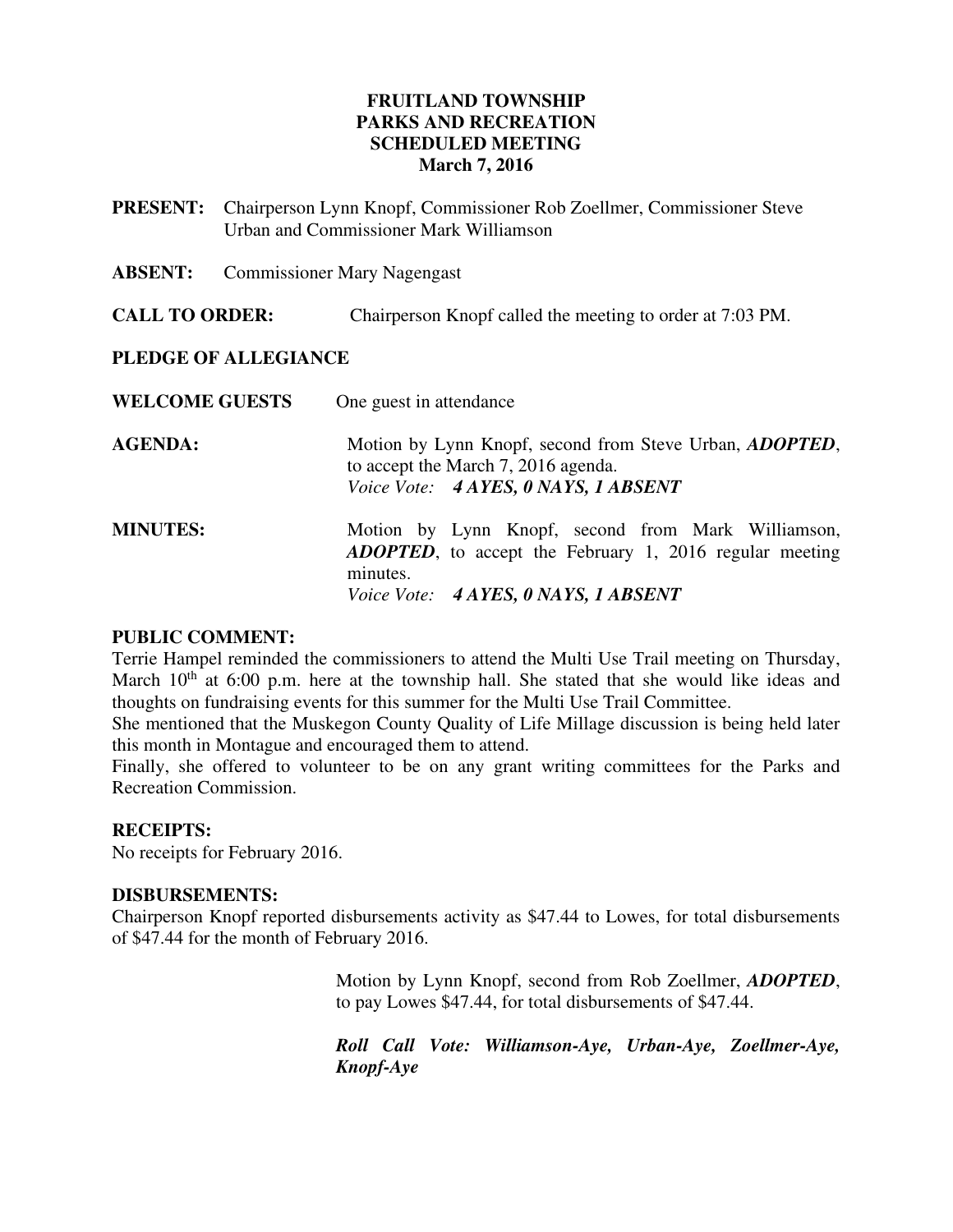**FRUITLAND TOWNSHIP**
**PARKS AND RECREATION**
**SCHEDULED MEETING**
**March 7, 2016**

**PRESENT:** Chairperson Lynn Knopf, Commissioner Rob Zoellmer, Commissioner Steve Urban and Commissioner Mark Williamson

**ABSENT:** Commissioner Mary Nagengast

**CALL TO ORDER:** Chairperson Knopf called the meeting to order at 7:03 PM.

**PLEDGE OF ALLEGIANCE**

**WELCOME GUESTS** One guest in attendance

**AGENDA:** Motion by Lynn Knopf, second from Steve Urban, ***ADOPTED***, to accept the March 7, 2016 agenda.
*Voice Vote:* ***4 AYES, 0 NAYS, 1 ABSENT***

**MINUTES:** Motion by Lynn Knopf, second from Mark Williamson, ***ADOPTED***, to accept the February 1, 2016 regular meeting minutes.
*Voice Vote:* ***4 AYES, 0 NAYS, 1 ABSENT***

**PUBLIC COMMENT:**
Terrie Hampel reminded the commissioners to attend the Multi Use Trail meeting on Thursday, March 10th at 6:00 p.m. here at the township hall. She stated that she would like ideas and thoughts on fundraising events for this summer for the Multi Use Trail Committee.
She mentioned that the Muskegon County Quality of Life Millage discussion is being held later this month in Montague and encouraged them to attend.
Finally, she offered to volunteer to be on any grant writing committees for the Parks and Recreation Commission.

**RECEIPTS:**
No receipts for February 2016.

**DISBURSEMENTS:**
Chairperson Knopf reported disbursements activity as $47.44 to Lowes, for total disbursements of $47.44 for the month of February 2016.

Motion by Lynn Knopf, second from Rob Zoellmer, ***ADOPTED***, to pay Lowes $47.44, for total disbursements of $47.44.

***Roll Call Vote: Williamson-Aye, Urban-Aye, Zoellmer-Aye, Knopf-Aye***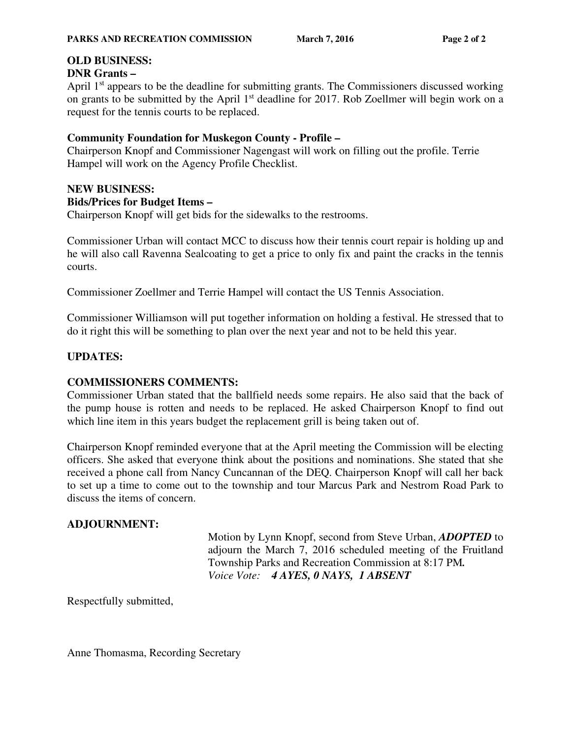**OLD BUSINESS:**

**DNR Grants –**

April 1st appears to be the deadline for submitting grants. The Commissioners discussed working on grants to be submitted by the April 1st deadline for 2017. Rob Zoellmer will begin work on a request for the tennis courts to be replaced.

**Community Foundation for Muskegon County - Profile –**

Chairperson Knopf and Commissioner Nagengast will work on filling out the profile. Terrie Hampel will work on the Agency Profile Checklist.

**NEW BUSINESS:**

**Bids/Prices for Budget Items –**

Chairperson Knopf will get bids for the sidewalks to the restrooms.

Commissioner Urban will contact MCC to discuss how their tennis court repair is holding up and he will also call Ravenna Sealcoating to get a price to only fix and paint the cracks in the tennis courts.

Commissioner Zoellmer and Terrie Hampel will contact the US Tennis Association.

Commissioner Williamson will put together information on holding a festival. He stressed that to do it right this will be something to plan over the next year and not to be held this year.

**UPDATES:**

**COMMISSIONERS COMMENTS:**

Commissioner Urban stated that the ballfield needs some repairs. He also said that the back of the pump house is rotten and needs to be replaced. He asked Chairperson Knopf to find out which line item in this years budget the replacement grill is being taken out of.

Chairperson Knopf reminded everyone that at the April meeting the Commission will be electing officers. She asked that everyone think about the positions and nominations. She stated that she received a phone call from Nancy Cuncannan of the DEQ. Chairperson Knopf will call her back to set up a time to come out to the township and tour Marcus Park and Nestrom Road Park to discuss the items of concern.

**ADJOURNMENT:**

Motion by Lynn Knopf, second from Steve Urban, ***ADOPTED*** to adjourn the March 7, 2016 scheduled meeting of the Fruitland Township Parks and Recreation Commission at 8:17 PM**.**
*Voice Vote:* ***4 AYES, 0 NAYS, 1 ABSENT***

Respectfully submitted,

Anne Thomasma, Recording Secretary